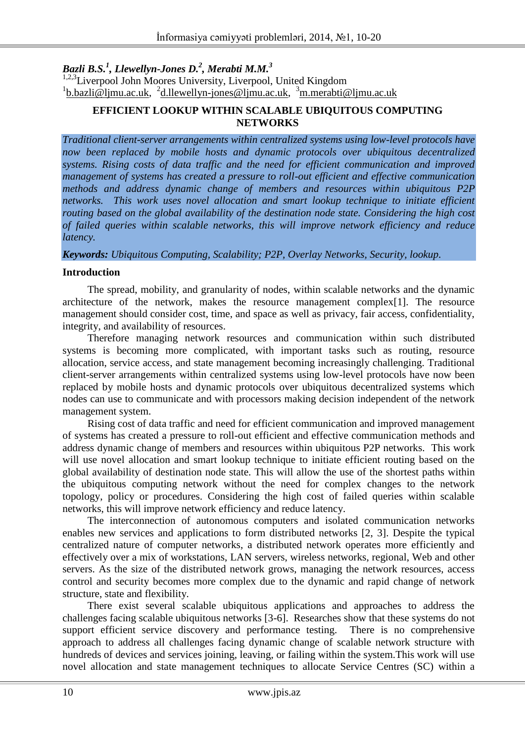**_Bazli B.S.[1], Llewellyn-Jones D.[2], Merabti M.M.[3]_**
[1,2,3]Liverpool John Moores University, Liverpool, United Kingdom
[1]b.bazli@ljmu.ac.uk, [2]d.llewellyn-jones@ljmu.ac.uk, [3]m.merabti@ljmu.ac.uk

# EFFICIENT LOOKUP WITHIN SCALABLE UBIQUITOUS COMPUTING NETWORKS

*Traditional client-server arrangements within centralized systems using low-level protocols have now been replaced by mobile hosts and dynamic protocols over ubiquitous decentralized systems. Rising costs of data traffic and the need for efficient communication and improved management of systems has created a pressure to roll-out efficient and effective communication methods and address dynamic change of members and resources within ubiquitous P2P networks. This work uses novel allocation and smart lookup technique to initiate efficient routing based on the global availability of the destination node state. Considering the high cost of failed queries within scalable networks, this will improve network efficiency and reduce latency.*

***Keywords:** Ubiquitous Computing, Scalability; P2P, Overlay Networks, Security, lookup.*

## Introduction

The spread, mobility, and granularity of nodes, within scalable networks and the dynamic architecture of the network, makes the resource management complex[1]. The resource management should consider cost, time, and space as well as privacy, fair access, confidentiality, integrity, and availability of resources.

Therefore managing network resources and communication within such distributed systems is becoming more complicated, with important tasks such as routing, resource allocation, service access, and state management becoming increasingly challenging. Traditional client-server arrangements within centralized systems using low-level protocols have now been replaced by mobile hosts and dynamic protocols over ubiquitous decentralized systems which nodes can use to communicate and with processors making decision independent of the network management system.

Rising cost of data traffic and need for efficient communication and improved management of systems has created a pressure to roll-out efficient and effective communication methods and address dynamic change of members and resources within ubiquitous P2P networks. This work will use novel allocation and smart lookup technique to initiate efficient routing based on the global availability of destination node state. This will allow the use of the shortest paths within the ubiquitous computing network without the need for complex changes to the network topology, policy or procedures. Considering the high cost of failed queries within scalable networks, this will improve network efficiency and reduce latency.

The interconnection of autonomous computers and isolated communication networks enables new services and applications to form distributed networks [2, 3]. Despite the typical centralized nature of computer networks, a distributed network operates more efficiently and effectively over a mix of workstations, LAN servers, wireless networks, regional, Web and other servers. As the size of the distributed network grows, managing the network resources, access control and security becomes more complex due to the dynamic and rapid change of network structure, state and flexibility.

There exist several scalable ubiquitous applications and approaches to address the challenges facing scalable ubiquitous networks [3-6]. Researches show that these systems do not support efficient service discovery and performance testing. There is no comprehensive approach to address all challenges facing dynamic change of scalable network structure with hundreds of devices and services joining, leaving, or failing within the system.This work will use novel allocation and state management techniques to allocate Service Centres (SC) within a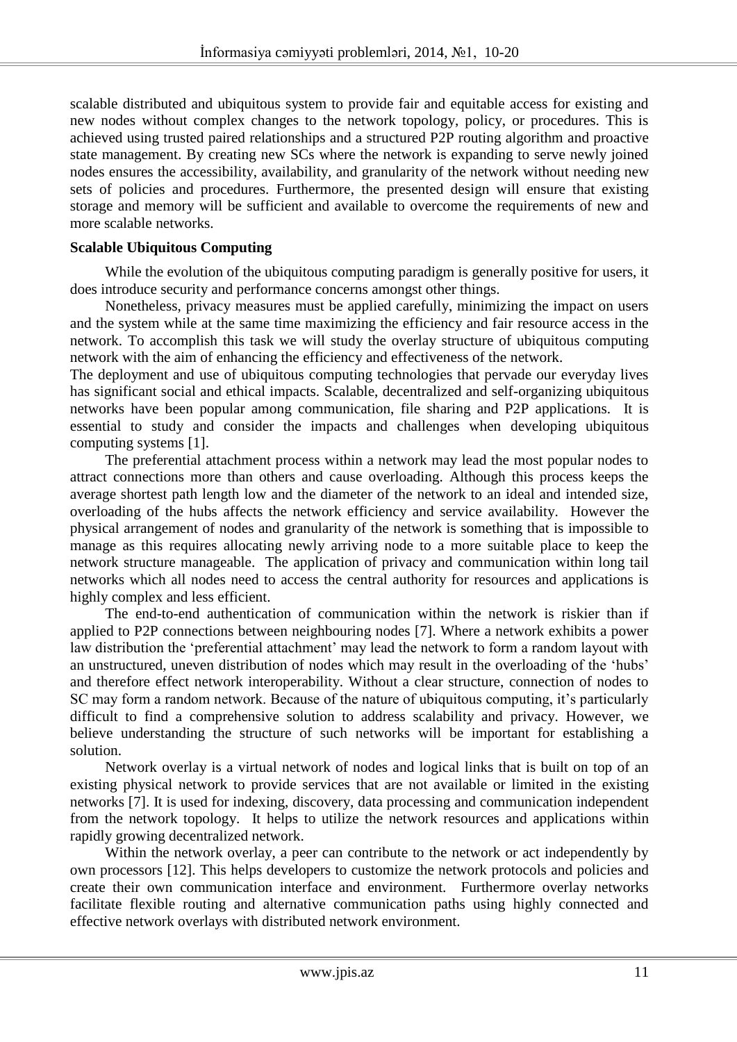scalable distributed and ubiquitous system to provide fair and equitable access for existing and new nodes without complex changes to the network topology, policy, or procedures. This is achieved using trusted paired relationships and a structured P2P routing algorithm and proactive state management. By creating new SCs where the network is expanding to serve newly joined nodes ensures the accessibility, availability, and granularity of the network without needing new sets of policies and procedures. Furthermore, the presented design will ensure that existing storage and memory will be sufficient and available to overcome the requirements of new and more scalable networks.

**Scalable Ubiquitous Computing**

While the evolution of the ubiquitous computing paradigm is generally positive for users, it does introduce security and performance concerns amongst other things.

Nonetheless, privacy measures must be applied carefully, minimizing the impact on users and the system while at the same time maximizing the efficiency and fair resource access in the network. To accomplish this task we will study the overlay structure of ubiquitous computing network with the aim of enhancing the efficiency and effectiveness of the network.

The deployment and use of ubiquitous computing technologies that pervade our everyday lives has significant social and ethical impacts. Scalable, decentralized and self-organizing ubiquitous networks have been popular among communication, file sharing and P2P applications. It is essential to study and consider the impacts and challenges when developing ubiquitous computing systems [1].

The preferential attachment process within a network may lead the most popular nodes to attract connections more than others and cause overloading. Although this process keeps the average shortest path length low and the diameter of the network to an ideal and intended size, overloading of the hubs affects the network efficiency and service availability. However the physical arrangement of nodes and granularity of the network is something that is impossible to manage as this requires allocating newly arriving node to a more suitable place to keep the network structure manageable. The application of privacy and communication within long tail networks which all nodes need to access the central authority for resources and applications is highly complex and less efficient.

The end-to-end authentication of communication within the network is riskier than if applied to P2P connections between neighbouring nodes [7]. Where a network exhibits a power law distribution the 'preferential attachment' may lead the network to form a random layout with an unstructured, uneven distribution of nodes which may result in the overloading of the 'hubs' and therefore effect network interoperability. Without a clear structure, connection of nodes to SC may form a random network. Because of the nature of ubiquitous computing, it's particularly difficult to find a comprehensive solution to address scalability and privacy. However, we believe understanding the structure of such networks will be important for establishing a solution.

Network overlay is a virtual network of nodes and logical links that is built on top of an existing physical network to provide services that are not available or limited in the existing networks [7]. It is used for indexing, discovery, data processing and communication independent from the network topology. It helps to utilize the network resources and applications within rapidly growing decentralized network.

Within the network overlay, a peer can contribute to the network or act independently by own processors [12]. This helps developers to customize the network protocols and policies and create their own communication interface and environment. Furthermore overlay networks facilitate flexible routing and alternative communication paths using highly connected and effective network overlays with distributed network environment.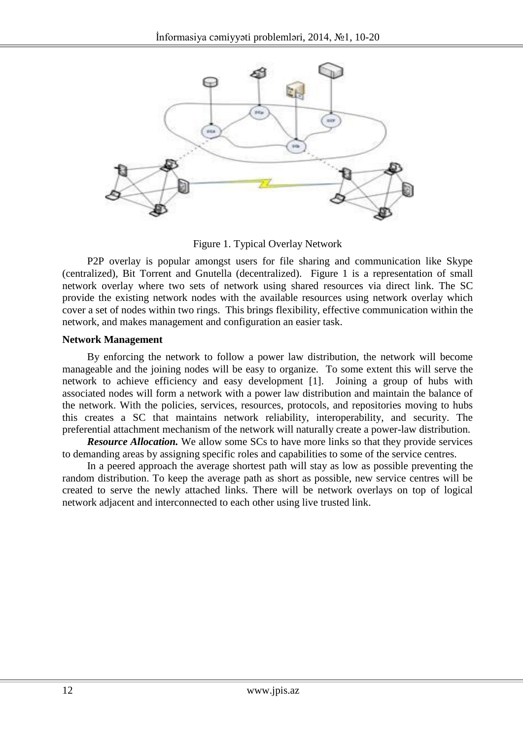Figure 1. Typical Overlay Network

P2P overlay is popular amongst users for file sharing and communication like Skype (centralized), Bit Torrent and Gnutella (decentralized). Figure 1 is a representation of small network overlay where two sets of network using shared resources via direct link. The SC provide the existing network nodes with the available resources using network overlay which cover a set of nodes within two rings. This brings flexibility, effective communication within the network, and makes management and configuration an easier task.

**Network Management**

By enforcing the network to follow a power law distribution, the network will become manageable and the joining nodes will be easy to organize. To some extent this will serve the network to achieve efficiency and easy development [1]. Joining a group of hubs with associated nodes will form a network with a power law distribution and maintain the balance of the network. With the policies, services, resources, protocols, and repositories moving to hubs this creates a SC that maintains network reliability, interoperability, and security. The preferential attachment mechanism of the network will naturally create a power-law distribution.

***Resource Allocation.*** We allow some SCs to have more links so that they provide services to demanding areas by assigning specific roles and capabilities to some of the service centres.

In a peered approach the average shortest path will stay as low as possible preventing the random distribution. To keep the average path as short as possible, new service centres will be created to serve the newly attached links. There will be network overlays on top of logical network adjacent and interconnected to each other using live trusted link.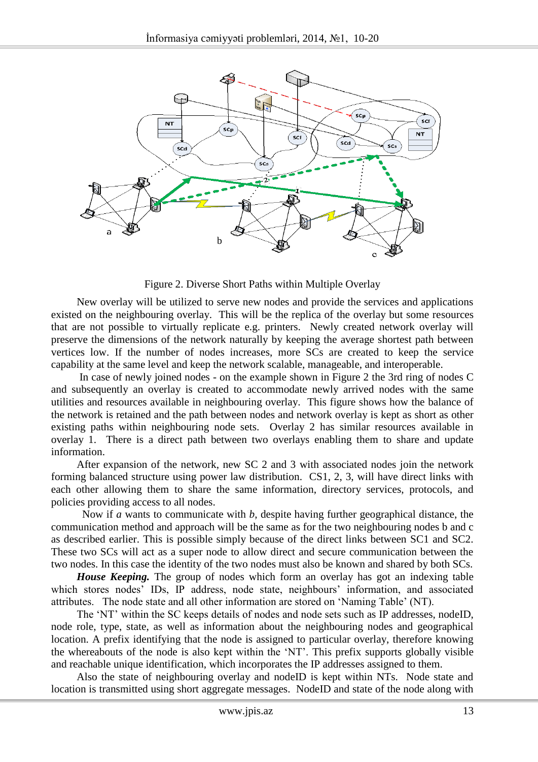Figure 2. Diverse Short Paths within Multiple Overlay

New overlay will be utilized to serve new nodes and provide the services and applications existed on the neighbouring overlay. This will be the replica of the overlay but some resources that are not possible to virtually replicate e.g. printers. Newly created network overlay will preserve the dimensions of the network naturally by keeping the average shortest path between vertices low. If the number of nodes increases, more SCs are created to keep the service capability at the same level and keep the network scalable, manageable, and interoperable.

In case of newly joined nodes - on the example shown in Figure 2 the 3rd ring of nodes C and subsequently an overlay is created to accommodate newly arrived nodes with the same utilities and resources available in neighbouring overlay. This figure shows how the balance of the network is retained and the path between nodes and network overlay is kept as short as other existing paths within neighbouring node sets. Overlay 2 has similar resources available in overlay 1. There is a direct path between two overlays enabling them to share and update information.

After expansion of the network, new SC 2 and 3 with associated nodes join the network forming balanced structure using power law distribution. CS1, 2, 3, will have direct links with each other allowing them to share the same information, directory services, protocols, and policies providing access to all nodes.

Now if *a* wants to communicate with *b*, despite having further geographical distance, the communication method and approach will be the same as for the two neighbouring nodes b and c as described earlier. This is possible simply because of the direct links between SC1 and SC2. These two SCs will act as a super node to allow direct and secure communication between the two nodes. In this case the identity of the two nodes must also be known and shared by both SCs.

***House Keeping.*** The group of nodes which form an overlay has got an indexing table which stores nodes' IDs, IP address, node state, neighbours' information, and associated attributes. The node state and all other information are stored on 'Naming Table' (NT).

The 'NT' within the SC keeps details of nodes and node sets such as IP addresses, nodeID, node role, type, state, as well as information about the neighbouring nodes and geographical location. A prefix identifying that the node is assigned to particular overlay, therefore knowing the whereabouts of the node is also kept within the 'NT'. This prefix supports globally visible and reachable unique identification, which incorporates the IP addresses assigned to them.

Also the state of neighbouring overlay and nodeID is kept within NTs. Node state and location is transmitted using short aggregate messages. NodeID and state of the node along with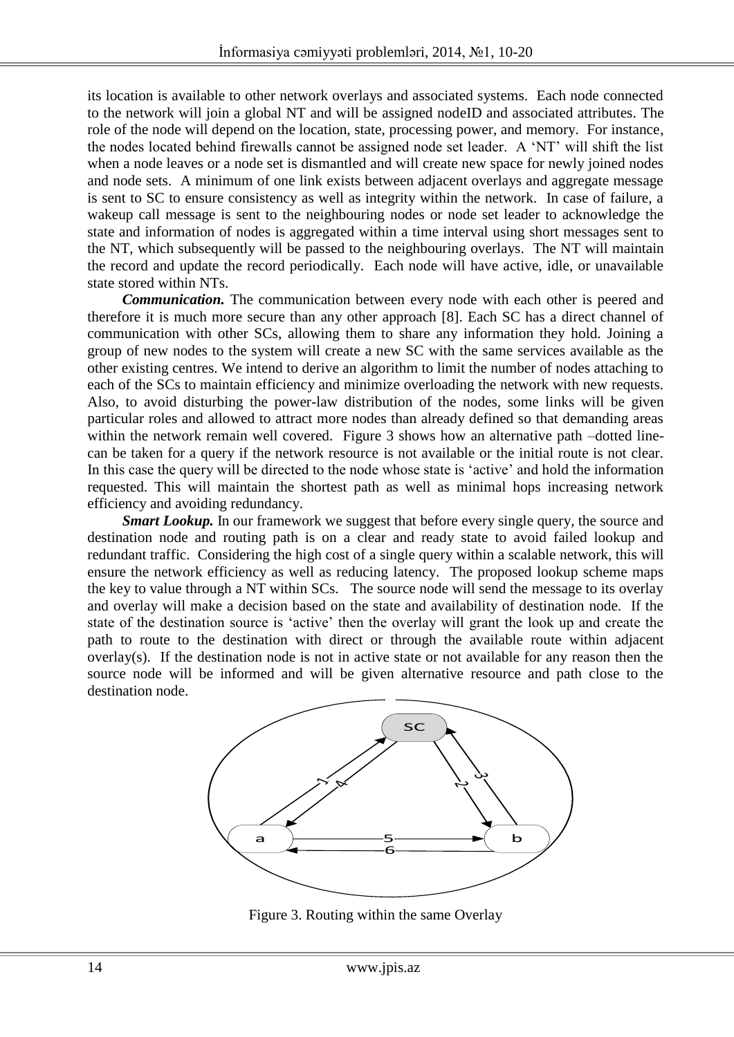its location is available to other network overlays and associated systems. Each node connected to the network will join a global NT and will be assigned nodeID and associated attributes. The role of the node will depend on the location, state, processing power, and memory. For instance, the nodes located behind firewalls cannot be assigned node set leader. A 'NT' will shift the list when a node leaves or a node set is dismantled and will create new space for newly joined nodes and node sets. A minimum of one link exists between adjacent overlays and aggregate message is sent to SC to ensure consistency as well as integrity within the network. In case of failure, a wakeup call message is sent to the neighbouring nodes or node set leader to acknowledge the state and information of nodes is aggregated within a time interval using short messages sent to the NT, which subsequently will be passed to the neighbouring overlays. The NT will maintain the record and update the record periodically. Each node will have active, idle, or unavailable state stored within NTs.

***Communication.*** The communication between every node with each other is peered and therefore it is much more secure than any other approach [8]. Each SC has a direct channel of communication with other SCs, allowing them to share any information they hold. Joining a group of new nodes to the system will create a new SC with the same services available as the other existing centres. We intend to derive an algorithm to limit the number of nodes attaching to each of the SCs to maintain efficiency and minimize overloading the network with new requests. Also, to avoid disturbing the power-law distribution of the nodes, some links will be given particular roles and allowed to attract more nodes than already defined so that demanding areas within the network remain well covered. Figure 3 shows how an alternative path –dotted line- can be taken for a query if the network resource is not available or the initial route is not clear. In this case the query will be directed to the node whose state is 'active' and hold the information requested. This will maintain the shortest path as well as minimal hops increasing network efficiency and avoiding redundancy.

***Smart Lookup.*** In our framework we suggest that before every single query, the source and destination node and routing path is on a clear and ready state to avoid failed lookup and redundant traffic. Considering the high cost of a single query within a scalable network, this will ensure the network efficiency as well as reducing latency. The proposed lookup scheme maps the key to value through a NT within SCs. The source node will send the message to its overlay and overlay will make a decision based on the state and availability of destination node. If the state of the destination source is 'active' then the overlay will grant the look up and create the path to route to the destination with direct or through the available route within adjacent overlay(s). If the destination node is not in active state or not available for any reason then the source node will be informed and will be given alternative resource and path close to the destination node.

Figure 3. Routing within the same Overlay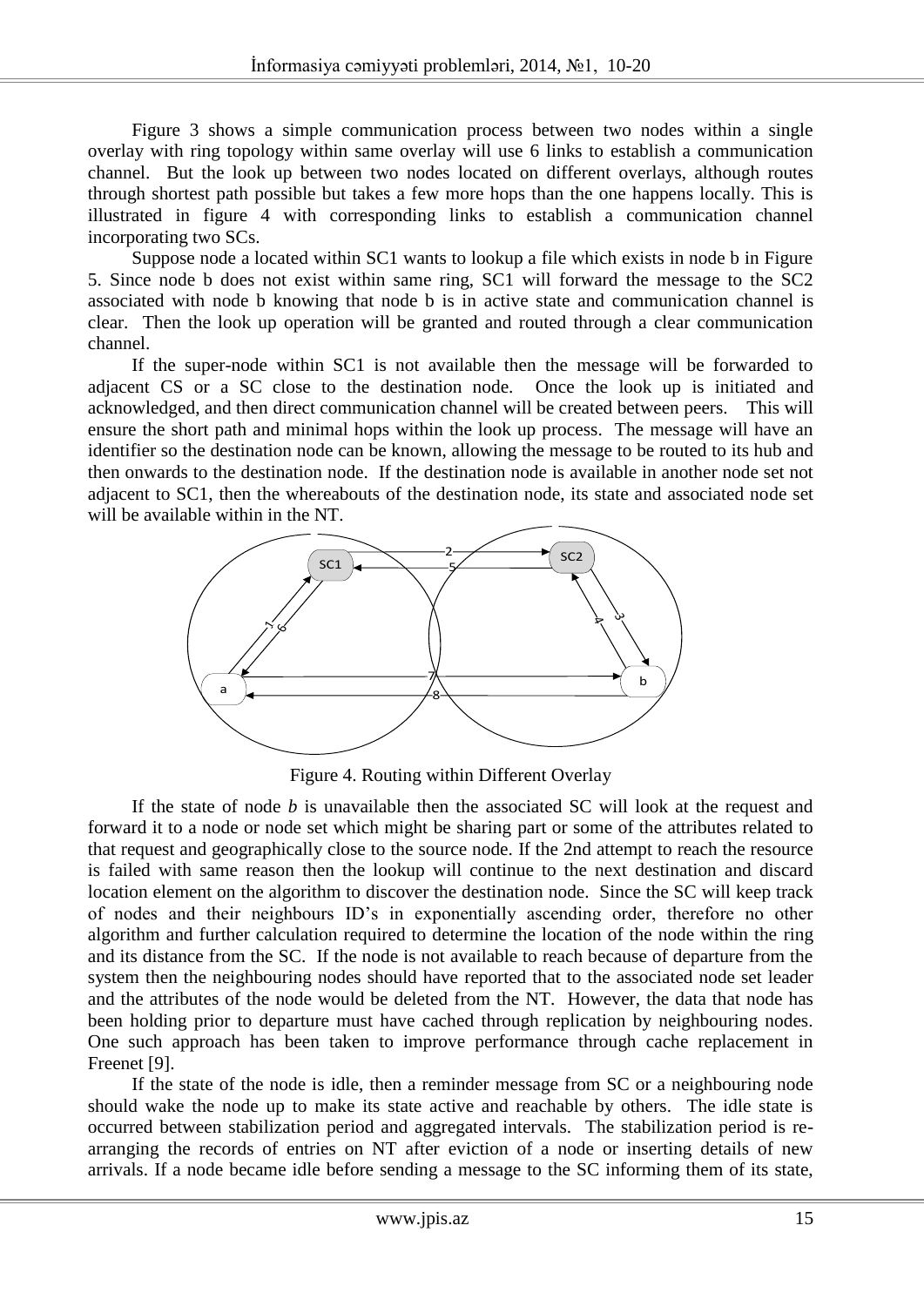Figure 3 shows a simple communication process between two nodes within a single overlay with ring topology within same overlay will use 6 links to establish a communication channel. But the look up between two nodes located on different overlays, although routes through shortest path possible but takes a few more hops than the one happens locally. This is illustrated in figure 4 with corresponding links to establish a communication channel incorporating two SCs.

Suppose node a located within SC1 wants to lookup a file which exists in node b in Figure 5. Since node b does not exist within same ring, SC1 will forward the message to the SC2 associated with node b knowing that node b is in active state and communication channel is clear. Then the look up operation will be granted and routed through a clear communication channel.

If the super-node within SC1 is not available then the message will be forwarded to adjacent CS or a SC close to the destination node. Once the look up is initiated and acknowledged, and then direct communication channel will be created between peers. This will ensure the short path and minimal hops within the look up process. The message will have an identifier so the destination node can be known, allowing the message to be routed to its hub and then onwards to the destination node. If the destination node is available in another node set not adjacent to SC1, then the whereabouts of the destination node, its state and associated node set will be available within in the NT.

Figure 4. Routing within Different Overlay

If the state of node *b* is unavailable then the associated SC will look at the request and forward it to a node or node set which might be sharing part or some of the attributes related to that request and geographically close to the source node. If the 2nd attempt to reach the resource is failed with same reason then the lookup will continue to the next destination and discard location element on the algorithm to discover the destination node. Since the SC will keep track of nodes and their neighbours ID's in exponentially ascending order, therefore no other algorithm and further calculation required to determine the location of the node within the ring and its distance from the SC. If the node is not available to reach because of departure from the system then the neighbouring nodes should have reported that to the associated node set leader and the attributes of the node would be deleted from the NT. However, the data that node has been holding prior to departure must have cached through replication by neighbouring nodes. One such approach has been taken to improve performance through cache replacement in Freenet [9].

If the state of the node is idle, then a reminder message from SC or a neighbouring node should wake the node up to make its state active and reachable by others. The idle state is occurred between stabilization period and aggregated intervals. The stabilization period is re-arranging the records of entries on NT after eviction of a node or inserting details of new arrivals. If a node became idle before sending a message to the SC informing them of its state,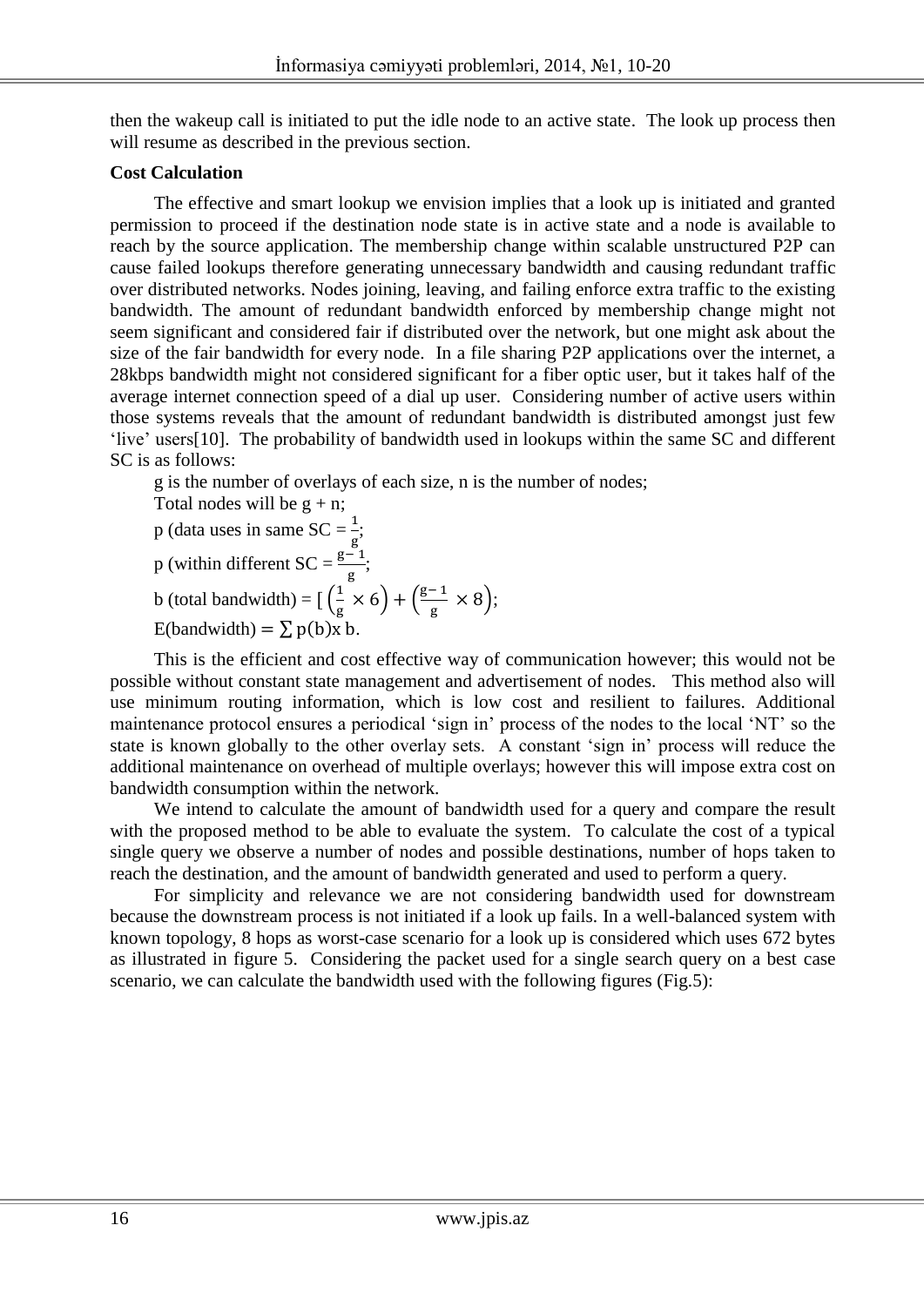then the wakeup call is initiated to put the idle node to an active state. The look up process then will resume as described in the previous section.

**Cost Calculation**

The effective and smart lookup we envision implies that a look up is initiated and granted permission to proceed if the destination node state is in active state and a node is available to reach by the source application. The membership change within scalable unstructured P2P can cause failed lookups therefore generating unnecessary bandwidth and causing redundant traffic over distributed networks. Nodes joining, leaving, and failing enforce extra traffic to the existing bandwidth. The amount of redundant bandwidth enforced by membership change might not seem significant and considered fair if distributed over the network, but one might ask about the size of the fair bandwidth for every node. In a file sharing P2P applications over the internet, a 28kbps bandwidth might not considered significant for a fiber optic user, but it takes half of the average internet connection speed of a dial up user. Considering number of active users within those systems reveals that the amount of redundant bandwidth is distributed amongst just few 'live' users[10]. The probability of bandwidth used in lookups within the same SC and different SC is as follows:

g is the number of overlays of each size, n is the number of nodes;

Total nodes will be $g + n$;

p (data uses in same SC = $\frac{1}{g}$;

p (within different SC = $\frac{g-1}{g}$;

b (total bandwidth) = $[\left(\frac{1}{g} \times 6\right) + \left(\frac{g-1}{g} \times 8\right)$;

$E(\text{bandwidth}) = \sum p(b) \text{x } b.$

This is the efficient and cost effective way of communication however; this would not be possible without constant state management and advertisement of nodes. This method also will use minimum routing information, which is low cost and resilient to failures. Additional maintenance protocol ensures a periodical 'sign in' process of the nodes to the local 'NT' so the state is known globally to the other overlay sets. A constant 'sign in' process will reduce the additional maintenance on overhead of multiple overlays; however this will impose extra cost on bandwidth consumption within the network.

We intend to calculate the amount of bandwidth used for a query and compare the result with the proposed method to be able to evaluate the system. To calculate the cost of a typical single query we observe a number of nodes and possible destinations, number of hops taken to reach the destination, and the amount of bandwidth generated and used to perform a query.

For simplicity and relevance we are not considering bandwidth used for downstream because the downstream process is not initiated if a look up fails. In a well-balanced system with known topology, 8 hops as worst-case scenario for a look up is considered which uses 672 bytes as illustrated in figure 5. Considering the packet used for a single search query on a best case scenario, we can calculate the bandwidth used with the following figures (Fig.5):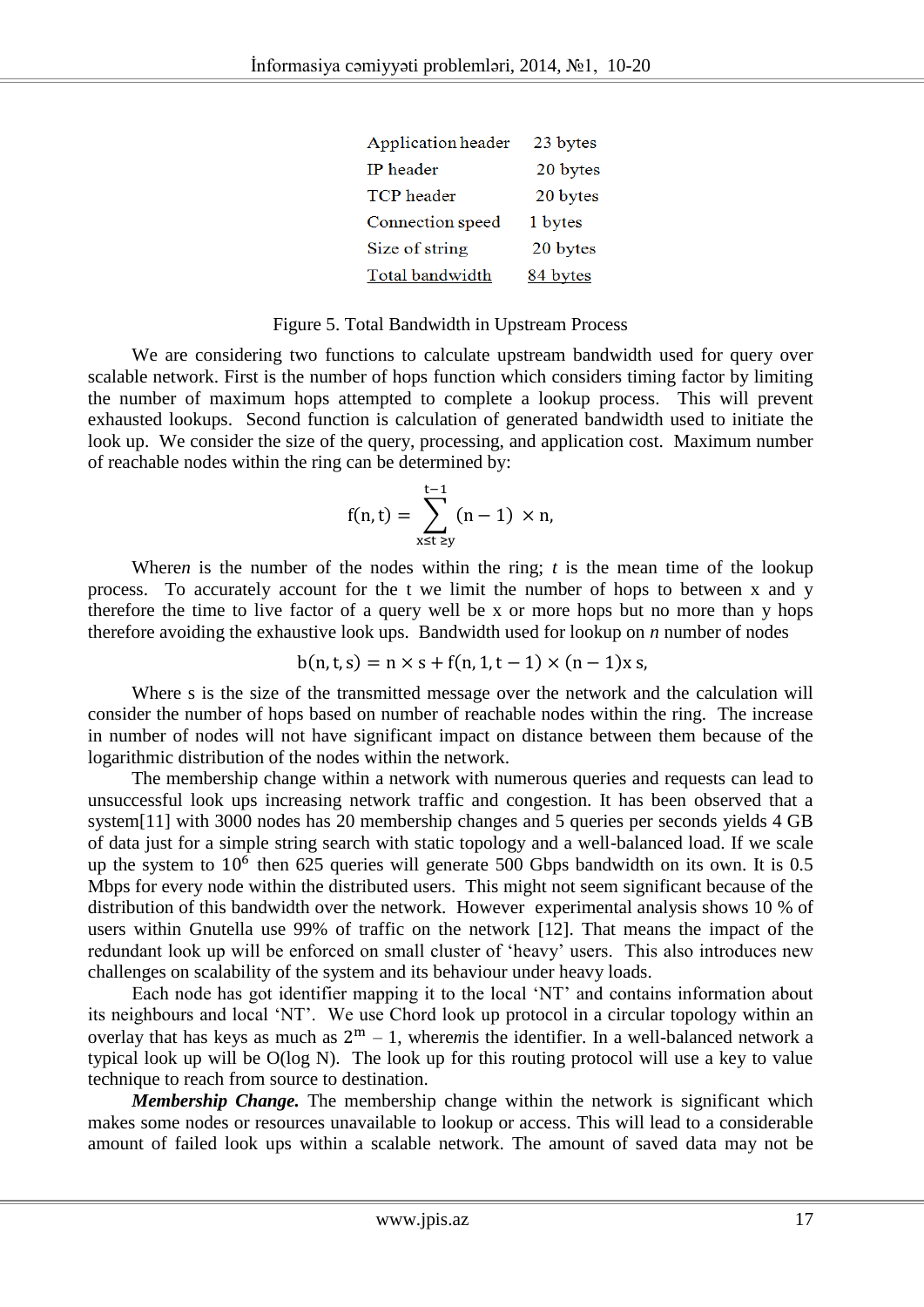| Application header | 23 bytes |
| --- | --- |
| IP header | 20 bytes |
| TCP header | 20 bytes |
| Connection speed | 1 bytes |
| Size of string | 20 bytes |
| Total bandwidth | 84 bytes |

Figure 5. Total Bandwidth in Upstream Process

We are considering two functions to calculate upstream bandwidth used for query over scalable network. First is the number of hops function which considers timing factor by limiting the number of maximum hops attempted to complete a lookup process. This will prevent exhausted lookups. Second function is calculation of generated bandwidth used to initiate the look up. We consider the size of the query, processing, and application cost. Maximum number of reachable nodes within the ring can be determined by:

$$f(n,t) = \sum_{x \leq t \geq y}^{t-1} (n-1) \times n,$$

Where*n* is the number of the nodes within the ring; *t* is the mean time of the lookup process. To accurately account for the t we limit the number of hops to between x and y therefore the time to live factor of a query well be x or more hops but no more than y hops therefore avoiding the exhaustive look ups. Bandwidth used for lookup on *n* number of nodes

$$b(n,t,s) = n \times s + f(n,1,t-1) \times (n-1)x\,s,$$

Where s is the size of the transmitted message over the network and the calculation will consider the number of hops based on number of reachable nodes within the ring. The increase in number of nodes will not have significant impact on distance between them because of the logarithmic distribution of the nodes within the network.

The membership change within a network with numerous queries and requests can lead to unsuccessful look ups increasing network traffic and congestion. It has been observed that a system[11] with 3000 nodes has 20 membership changes and 5 queries per seconds yields 4 GB of data just for a simple string search with static topology and a well-balanced load. If we scale up the system to $10^6$ then 625 queries will generate 500 Gbps bandwidth on its own. It is 0.5 Mbps for every node within the distributed users. This might not seem significant because of the distribution of this bandwidth over the network. However experimental analysis shows 10 % of users within Gnutella use 99% of traffic on the network [12]. That means the impact of the redundant look up will be enforced on small cluster of 'heavy' users. This also introduces new challenges on scalability of the system and its behaviour under heavy loads.

Each node has got identifier mapping it to the local 'NT' and contains information about its neighbours and local 'NT'. We use Chord look up protocol in a circular topology within an overlay that has keys as much as $2^m - 1$, where*m*is the identifier. In a well-balanced network a typical look up will be O(log N). The look up for this routing protocol will use a key to value technique to reach from source to destination.

***Membership Change.*** The membership change within the network is significant which makes some nodes or resources unavailable to lookup or access. This will lead to a considerable amount of failed look ups within a scalable network. The amount of saved data may not be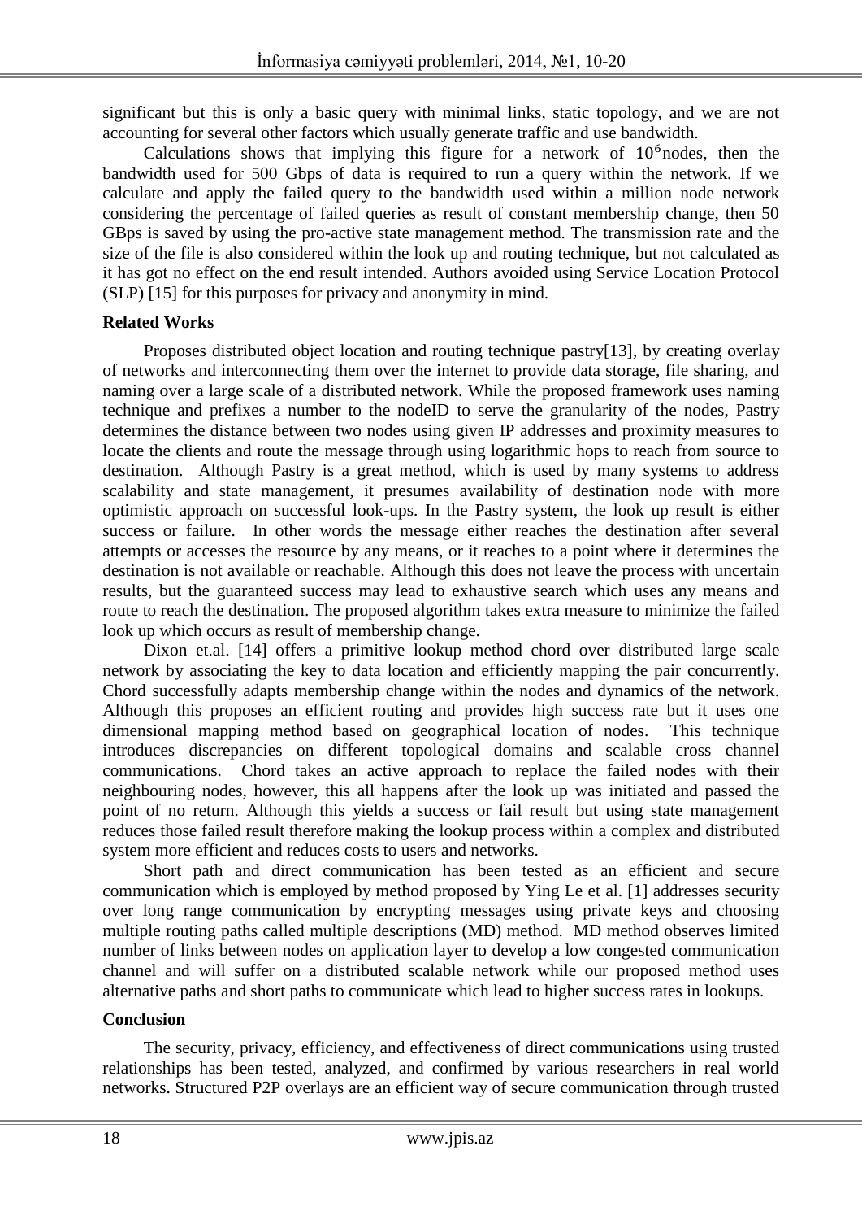significant but this is only a basic query with minimal links, static topology, and we are not accounting for several other factors which usually generate traffic and use bandwidth.

Calculations shows that implying this figure for a network of $10^6$nodes, then the bandwidth used for 500 Gbps of data is required to run a query within the network. If we calculate and apply the failed query to the bandwidth used within a million node network considering the percentage of failed queries as result of constant membership change, then 50 GBps is saved by using the pro-active state management method. The transmission rate and the size of the file is also considered within the look up and routing technique, but not calculated as it has got no effect on the end result intended. Authors avoided using Service Location Protocol (SLP) [15] for this purposes for privacy and anonymity in mind.

**Related Works**

Proposes distributed object location and routing technique pastry[13], by creating overlay of networks and interconnecting them over the internet to provide data storage, file sharing, and naming over a large scale of a distributed network. While the proposed framework uses naming technique and prefixes a number to the nodeID to serve the granularity of the nodes, Pastry determines the distance between two nodes using given IP addresses and proximity measures to locate the clients and route the message through using logarithmic hops to reach from source to destination. Although Pastry is a great method, which is used by many systems to address scalability and state management, it presumes availability of destination node with more optimistic approach on successful look-ups. In the Pastry system, the look up result is either success or failure. In other words the message either reaches the destination after several attempts or accesses the resource by any means, or it reaches to a point where it determines the destination is not available or reachable. Although this does not leave the process with uncertain results, but the guaranteed success may lead to exhaustive search which uses any means and route to reach the destination. The proposed algorithm takes extra measure to minimize the failed look up which occurs as result of membership change.

Dixon et.al. [14] offers a primitive lookup method chord over distributed large scale network by associating the key to data location and efficiently mapping the pair concurrently. Chord successfully adapts membership change within the nodes and dynamics of the network. Although this proposes an efficient routing and provides high success rate but it uses one dimensional mapping method based on geographical location of nodes. This technique introduces discrepancies on different topological domains and scalable cross channel communications. Chord takes an active approach to replace the failed nodes with their neighbouring nodes, however, this all happens after the look up was initiated and passed the point of no return. Although this yields a success or fail result but using state management reduces those failed result therefore making the lookup process within a complex and distributed system more efficient and reduces costs to users and networks.

Short path and direct communication has been tested as an efficient and secure communication which is employed by method proposed by Ying Le et al. [1] addresses security over long range communication by encrypting messages using private keys and choosing multiple routing paths called multiple descriptions (MD) method. MD method observes limited number of links between nodes on application layer to develop a low congested communication channel and will suffer on a distributed scalable network while our proposed method uses alternative paths and short paths to communicate which lead to higher success rates in lookups.

**Conclusion**

The security, privacy, efficiency, and effectiveness of direct communications using trusted relationships has been tested, analyzed, and confirmed by various researchers in real world networks. Structured P2P overlays are an efficient way of secure communication through trusted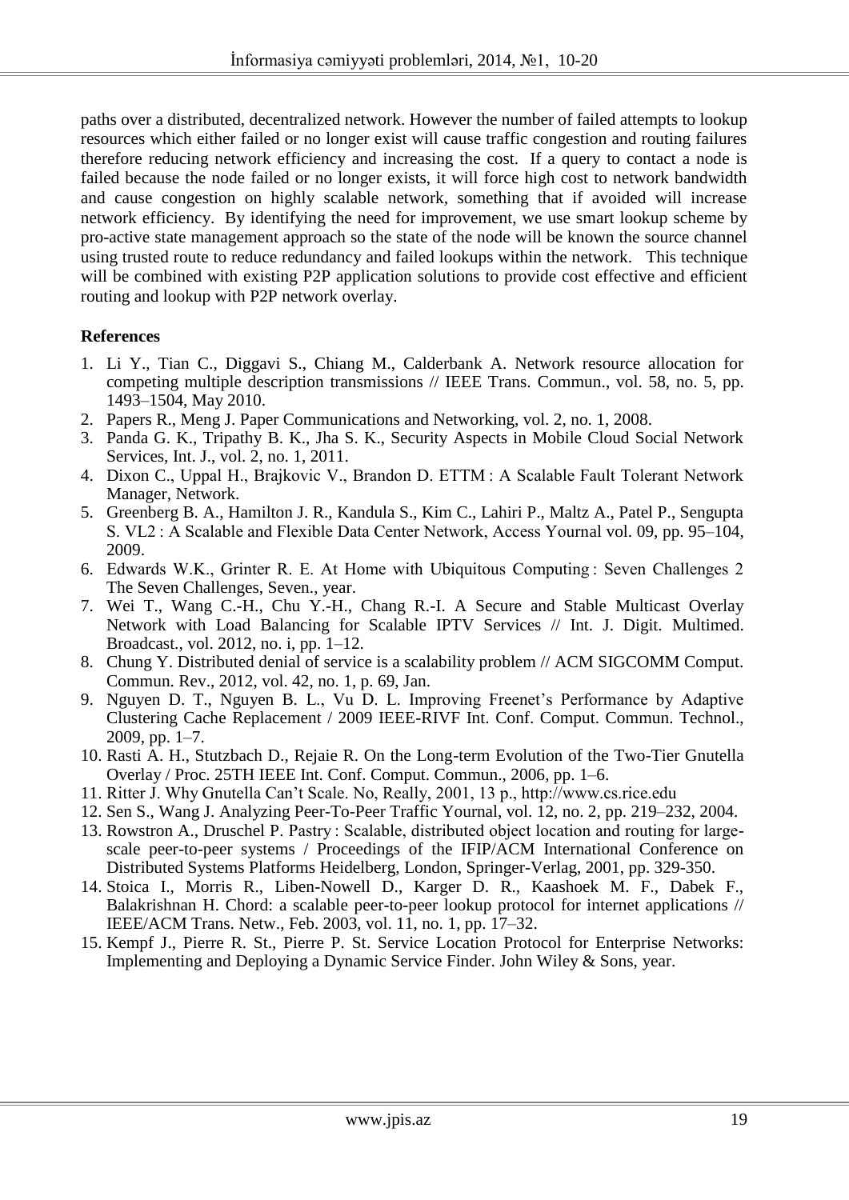paths over a distributed, decentralized network. However the number of failed attempts to lookup resources which either failed or no longer exist will cause traffic congestion and routing failures therefore reducing network efficiency and increasing the cost. If a query to contact a node is failed because the node failed or no longer exists, it will force high cost to network bandwidth and cause congestion on highly scalable network, something that if avoided will increase network efficiency. By identifying the need for improvement, we use smart lookup scheme by pro-active state management approach so the state of the node will be known the source channel using trusted route to reduce redundancy and failed lookups within the network. This technique will be combined with existing P2P application solutions to provide cost effective and efficient routing and lookup with P2P network overlay.

## References

1. Li Y., Tian C., Diggavi S., Chiang M., Calderbank A. Network resource allocation for competing multiple description transmissions // IEEE Trans. Commun., vol. 58, no. 5, pp. 1493–1504, May 2010.
2. Papers R., Meng J. Paper Communications and Networking, vol. 2, no. 1, 2008.
3. Panda G. K., Tripathy B. K., Jha S. K., Security Aspects in Mobile Cloud Social Network Services, Int. J., vol. 2, no. 1, 2011.
4. Dixon C., Uppal H., Brajkovic V., Brandon D. ETTM : A Scalable Fault Tolerant Network Manager, Network.
5. Greenberg B. A., Hamilton J. R., Kandula S., Kim C., Lahiri P., Maltz A., Patel P., Sengupta S. VL2 : A Scalable and Flexible Data Center Network, Access Yournal vol. 09, pp. 95–104, 2009.
6. Edwards W.K., Grinter R. E. At Home with Ubiquitous Computing : Seven Challenges 2 The Seven Challenges, Seven., year.
7. Wei T., Wang C.-H., Chu Y.-H., Chang R.-I. A Secure and Stable Multicast Overlay Network with Load Balancing for Scalable IPTV Services // Int. J. Digit. Multimed. Broadcast., vol. 2012, no. i, pp. 1–12.
8. Chung Y. Distributed denial of service is a scalability problem // ACM SIGCOMM Comput. Commun. Rev., 2012, vol. 42, no. 1, p. 69, Jan.
9. Nguyen D. T., Nguyen B. L., Vu D. L. Improving Freenet's Performance by Adaptive Clustering Cache Replacement / 2009 IEEE-RIVF Int. Conf. Comput. Commun. Technol., 2009, pp. 1–7.
10. Rasti A. H., Stutzbach D., Rejaie R. On the Long-term Evolution of the Two-Tier Gnutella Overlay / Proc. 25TH IEEE Int. Conf. Comput. Commun., 2006, pp. 1–6.
11. Ritter J. Why Gnutella Can't Scale. No, Really, 2001, 13 p., http://www.cs.rice.edu
12. Sen S., Wang J. Analyzing Peer-To-Peer Traffic Yournal, vol. 12, no. 2, pp. 219–232, 2004.
13. Rowstron A., Druschel P. Pastry : Scalable, distributed object location and routing for large-scale peer-to-peer systems / Proceedings of the IFIP/ACM International Conference on Distributed Systems Platforms Heidelberg, London, Springer-Verlag, 2001, pp. 329-350.
14. Stoica I., Morris R., Liben-Nowell D., Karger D. R., Kaashoek M. F., Dabek F., Balakrishnan H. Chord: a scalable peer-to-peer lookup protocol for internet applications // IEEE/ACM Trans. Netw., Feb. 2003, vol. 11, no. 1, pp. 17–32.
15. Kempf J., Pierre R. St., Pierre P. St. Service Location Protocol for Enterprise Networks: Implementing and Deploying a Dynamic Service Finder. John Wiley & Sons, year.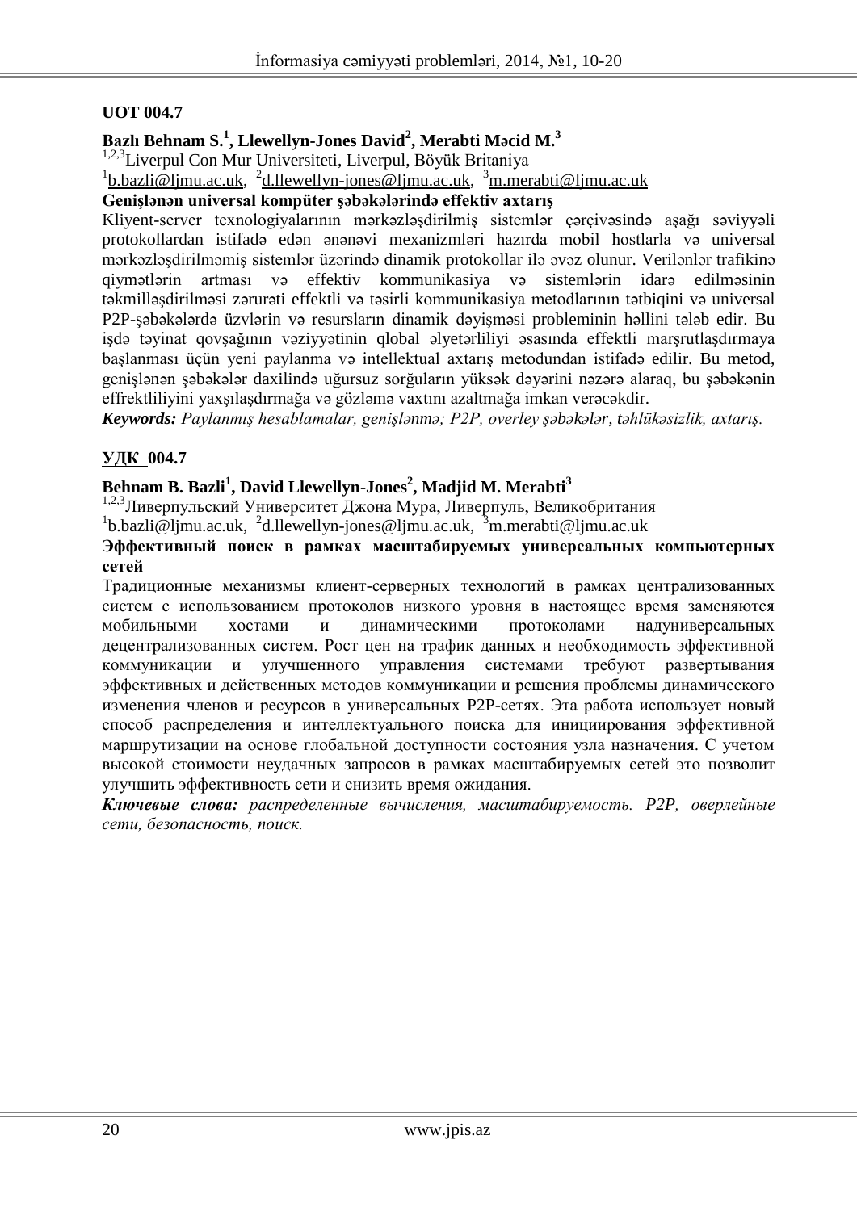**UOT 004.7**

**Bazlı Behnam S.[1], Llewellyn-Jones David[2], Merabti Məcid M.[3]**

[1,2,3]Liverpul Con Mur Universiteti, Liverpul, Böyük Britaniya

[1]b.bazli@ljmu.ac.uk, [2]d.llewellyn-jones@ljmu.ac.uk, [3]m.merabti@ljmu.ac.uk

**Genişlənən universal kompüter şəbəkələrində effektiv axtarış**

Kliyent-server texnologiyalarının mərkəzləşdirilmiş sistemlər çərçivəsində aşağı səviyyəli protokollardan istifadə edən ənənəvi mexanizmləri hazırda mobil hostlarla və universal mərkəzləşdirilməmiş sistemlər üzərində dinamik protokollar ilə əvəz olunur. Verilənlər trafikinə qiymətlərin artması və effektiv kommunikasiya və sistemlərin idarə edilməsinin təkmilləşdirilməsi zərurəti effektli və təsirli kommunikasiya metodlarının tətbiqini və universal P2P-şəbəkələrdə üzvlərin və resursların dinamik dəyişməsi probleminin həllini tələb edir. Bu işdə təyinat qovşağının vəziyyətinin qlobal əlyetərliliyi əsasında effektli marşrutlaşdırmaya başlanması üçün yeni paylanma və intellektual axtarış metodundan istifadə edilir. Bu metod, genişlənən şəbəkələr daxilində uğursuz sorğuların yüksək dəyərini nəzərə alaraq, bu şəbəkənin effrektliliyini yaxşılaşdırmağa və gözləmə vaxtını azaltmağa imkan verəcəkdir.

***Keywords:*** *Paylanmış hesablamalar, genişlənmə; P2P, overley şəbəkələr, təhlükəsizlik, axtarış.*

**УДК 004.7**

**Behnam B. Bazli[1], David Llewellyn-Jones[2], Madjid M. Merabti[3]**

[1,2,3]Ливерпульский Университет Джона Мура, Ливерпуль, Великобритания

[1]b.bazli@ljmu.ac.uk, [2]d.llewellyn-jones@ljmu.ac.uk, [3]m.merabti@ljmu.ac.uk

**Эффективный поиск в рамках масштабируемых универсальных компьютерных сетей**

Традиционные механизмы клиент-серверных технологий в рамках централизованных систем с использованием протоколов низкого уровня в настоящее время заменяются мобильными хостами и динамическими протоколами надуниверсальных децентрализованных систем. Рост цен на трафик данных и необходимость эффективной коммуникации и улучшенного управления системами требуют развертывания эффективных и действенных методов коммуникации и решения проблемы динамического изменения членов и ресурсов в универсальных P2P-сетях. Эта работа использует новый способ распределения и интеллектуального поиска для инициирования эффективной маршрутизации на основе глобальной доступности состояния узла назначения. С учетом высокой стоимости неудачных запросов в рамках масштабируемых сетей это позволит улучшить эффективность сети и снизить время ожидания.

***Ключевые слова:*** *распределенные вычисления, масштабируемость. P2P, оверлейные сети, безопасность, поиск.*